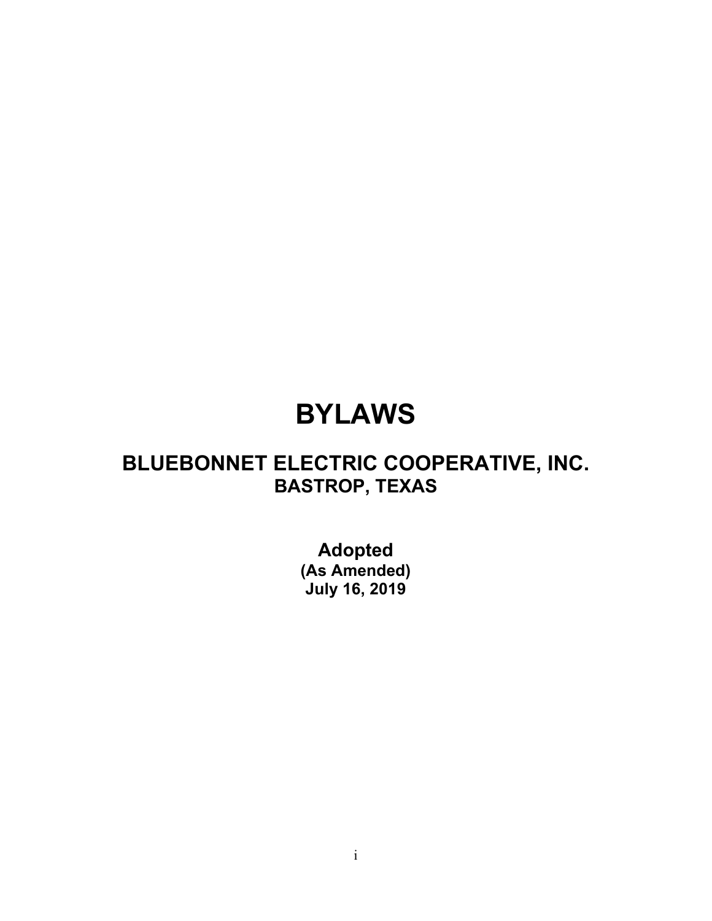# BYLAWS

## BLUEBONNET ELECTRIC COOPERATIVE, INC.
### BASTROP, TEXAS

**Adopted**
**(As Amended)**
**July 16, 2019**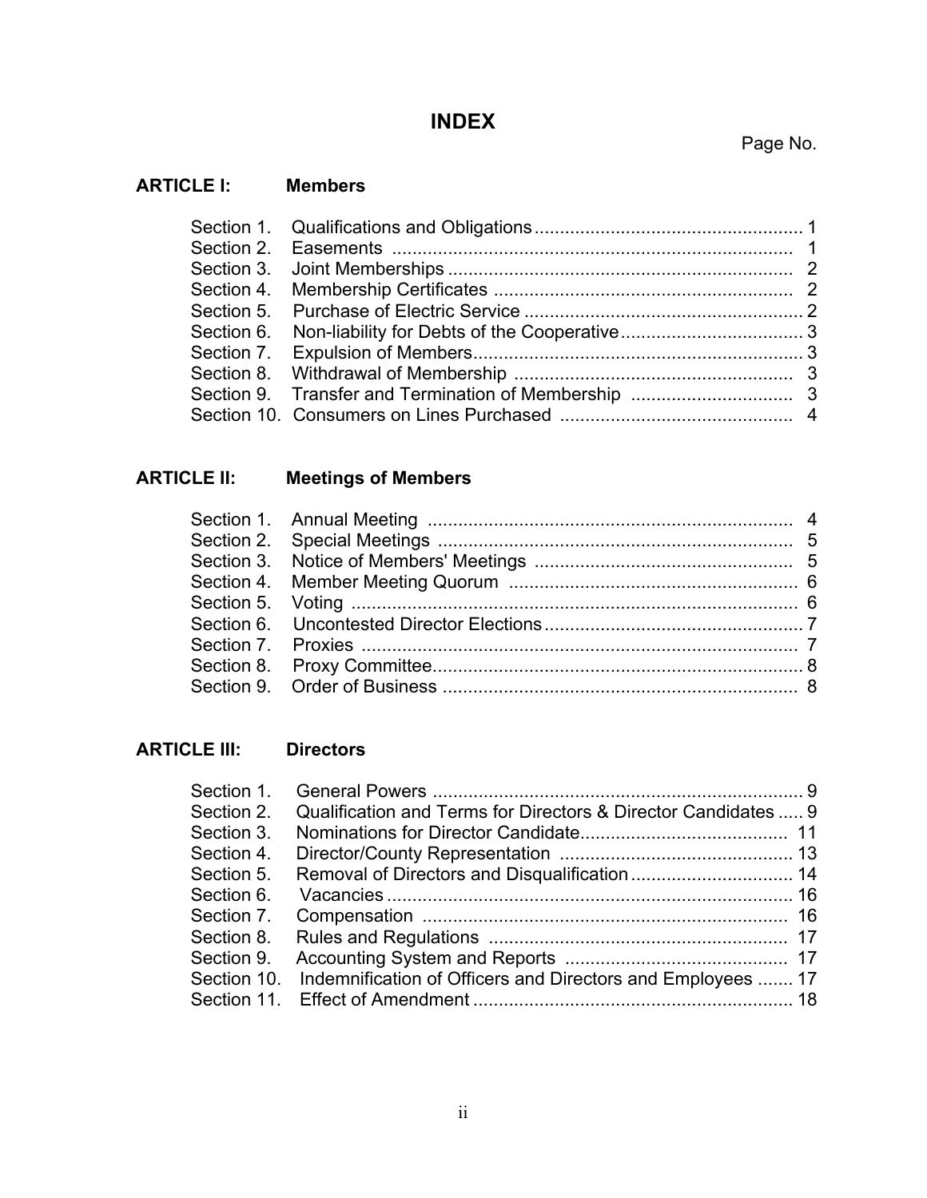# INDEX

Page No.

## ARTICLE I: Members

| Section | Title | Page No. |
|---|---|---|
| Section 1. | Qualifications and Obligations | 1 |
| Section 2. | Easements | 1 |
| Section 3. | Joint Memberships | 2 |
| Section 4. | Membership Certificates | 2 |
| Section 5. | Purchase of Electric Service | 2 |
| Section 6. | Non-liability for Debts of the Cooperative | 3 |
| Section 7. | Expulsion of Members | 3 |
| Section 8. | Withdrawal of Membership | 3 |
| Section 9. | Transfer and Termination of Membership | 3 |
| Section 10. | Consumers on Lines Purchased | 4 |

## ARTICLE II: Meetings of Members

| Section | Title | Page No. |
|---|---|---|
| Section 1. | Annual Meeting | 4 |
| Section 2. | Special Meetings | 5 |
| Section 3. | Notice of Members' Meetings | 5 |
| Section 4. | Member Meeting Quorum | 6 |
| Section 5. | Voting | 6 |
| Section 6. | Uncontested Director Elections | 7 |
| Section 7. | Proxies | 7 |
| Section 8. | Proxy Committee | 8 |
| Section 9. | Order of Business | 8 |

## ARTICLE III: Directors

| Section | Title | Page No. |
|---|---|---|
| Section 1. | General Powers | 9 |
| Section 2. | Qualification and Terms for Directors & Director Candidates | 9 |
| Section 3. | Nominations for Director Candidate | 11 |
| Section 4. | Director/County Representation | 13 |
| Section 5. | Removal of Directors and Disqualification | 14 |
| Section 6. | Vacancies | 16 |
| Section 7. | Compensation | 16 |
| Section 8. | Rules and Regulations | 17 |
| Section 9. | Accounting System and Reports | 17 |
| Section 10. | Indemnification of Officers and Directors and Employees | 17 |
| Section 11. | Effect of Amendment | 18 |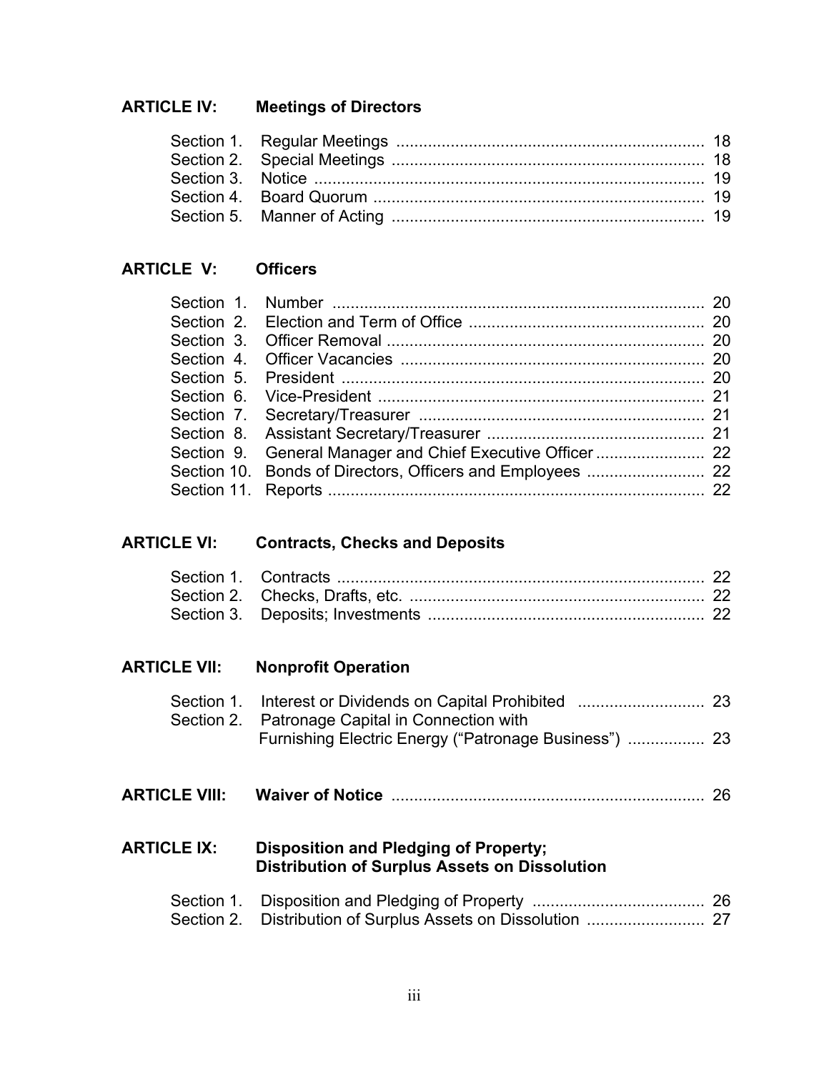**ARTICLE IV: Meetings of Directors**

| | | |
|---|---|---|
| Section 1. | Regular Meetings | 18 |
| Section 2. | Special Meetings | 18 |
| Section 3. | Notice | 19 |
| Section 4. | Board Quorum | 19 |
| Section 5. | Manner of Acting | 19 |

**ARTICLE V: Officers**

| | | |
|---|---|---|
| Section 1. | Number | 20 |
| Section 2. | Election and Term of Office | 20 |
| Section 3. | Officer Removal | 20 |
| Section 4. | Officer Vacancies | 20 |
| Section 5. | President | 20 |
| Section 6. | Vice-President | 21 |
| Section 7. | Secretary/Treasurer | 21 |
| Section 8. | Assistant Secretary/Treasurer | 21 |
| Section 9. | General Manager and Chief Executive Officer | 22 |
| Section 10. | Bonds of Directors, Officers and Employees | 22 |
| Section 11. | Reports | 22 |

**ARTICLE VI: Contracts, Checks and Deposits**

| | | |
|---|---|---|
| Section 1. | Contracts | 22 |
| Section 2. | Checks, Drafts, etc. | 22 |
| Section 3. | Deposits; Investments | 22 |

**ARTICLE VII: Nonprofit Operation**

| | | |
|---|---|---|
| Section 1. | Interest or Dividends on Capital Prohibited | 23 |
| Section 2. | Patronage Capital in Connection with Furnishing Electric Energy ("Patronage Business") | 23 |

**ARTICLE VIII: Waiver of Notice** ........ 26

**ARTICLE IX: Disposition and Pledging of Property; Distribution of Surplus Assets on Dissolution**

| | | |
|---|---|---|
| Section 1. | Disposition and Pledging of Property | 26 |
| Section 2. | Distribution of Surplus Assets on Dissolution | 27 |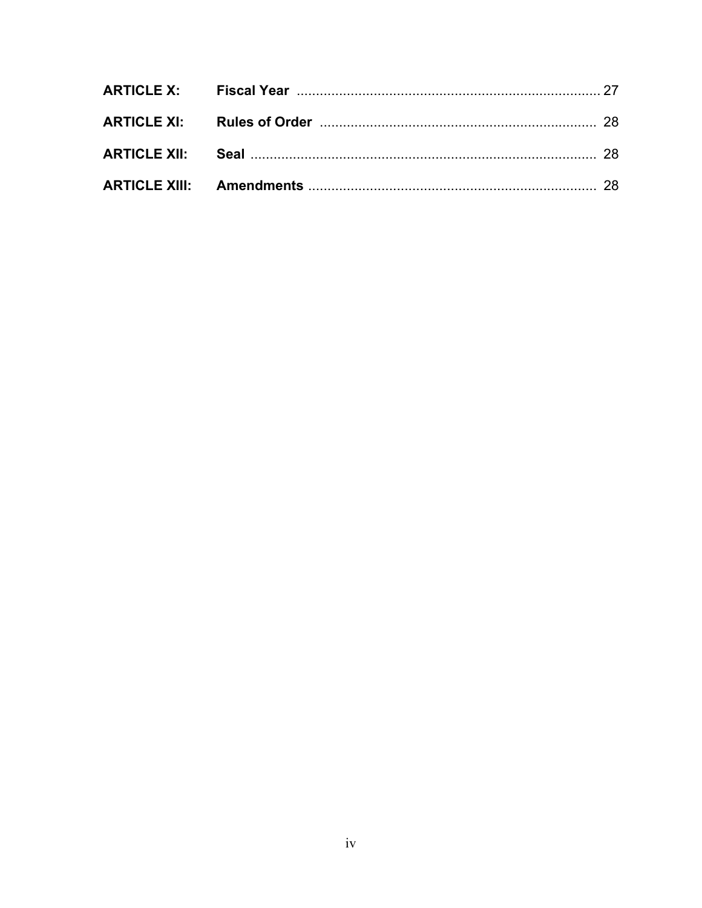| | | |
|---|---|---|
| **ARTICLE X:** | **Fiscal Year** | 27 |
| **ARTICLE XI:** | **Rules of Order** | 28 |
| **ARTICLE XII:** | **Seal** | 28 |
| **ARTICLE XIII:** | **Amendments** | 28 |